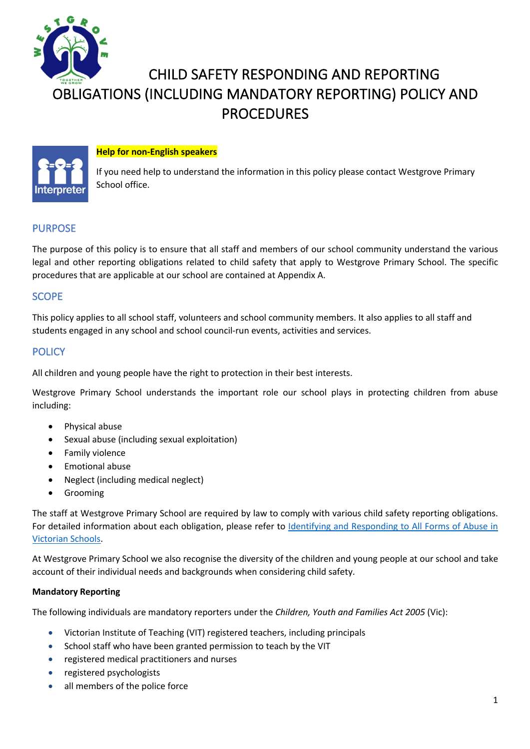# CHILD SAFETY RESPONDING AND REPORTING OBLIGATIONS (INCLUDING MANDATORY REPORTING) POLICY AND PROCEDURES

**Help for non-English speakers**

If you need help to understand the information in this policy please contact Westgrove Primary School office.

## PURPOSE

The purpose of this policy is to ensure that all staff and members of our school community understand the various legal and other reporting obligations related to child safety that apply to Westgrove Primary School. The specific procedures that are applicable at our school are contained at Appendix A.

## SCOPE

This policy applies to all school staff, volunteers and school community members. It also applies to all staff and students engaged in any school and school council-run events, activities and services.

## POLICY

All children and young people have the right to protection in their best interests.

Westgrove Primary School understands the important role our school plays in protecting children from abuse including:

- Physical abuse
- Sexual abuse (including sexual exploitation)
- Family violence
- Emotional abuse
- Neglect (including medical neglect)
- Grooming

The staff at Westgrove Primary School are required by law to comply with various child safety reporting obligations. For detailed information about each obligation, please refer to Identifying and Responding to All Forms of Abuse in Victorian Schools.

At Westgrove Primary School we also recognise the diversity of the children and young people at our school and take account of their individual needs and backgrounds when considering child safety.

**Mandatory Reporting**

The following individuals are mandatory reporters under the *Children, Youth and Families Act 2005* (Vic):

- Victorian Institute of Teaching (VIT) registered teachers, including principals
- School staff who have been granted permission to teach by the VIT
- registered medical practitioners and nurses
- registered psychologists
- all members of the police force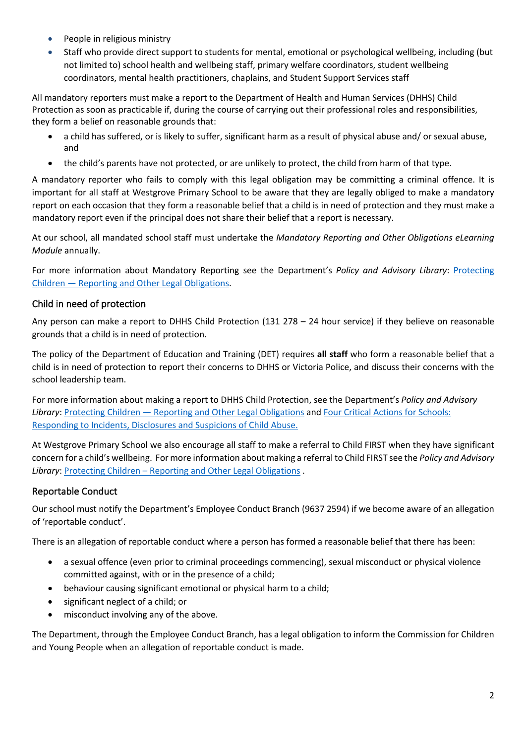- People in religious ministry
- Staff who provide direct support to students for mental, emotional or psychological wellbeing, including (but not limited to) school health and wellbeing staff, primary welfare coordinators, student wellbeing coordinators, mental health practitioners, chaplains, and Student Support Services staff

All mandatory reporters must make a report to the Department of Health and Human Services (DHHS) Child Protection as soon as practicable if, during the course of carrying out their professional roles and responsibilities, they form a belief on reasonable grounds that:

- a child has suffered, or is likely to suffer, significant harm as a result of physical abuse and/ or sexual abuse, and
- the child's parents have not protected, or are unlikely to protect, the child from harm of that type.

A mandatory reporter who fails to comply with this legal obligation may be committing a criminal offence. It is important for all staff at Westgrove Primary School to be aware that they are legally obliged to make a mandatory report on each occasion that they form a reasonable belief that a child is in need of protection and they must make a mandatory report even if the principal does not share their belief that a report is necessary.

At our school, all mandated school staff must undertake the *Mandatory Reporting and Other Obligations eLearning Module* annually.

For more information about Mandatory Reporting see the Department's *Policy and Advisory Library*: [Protecting Children — Reporting and Other Legal Obligations](#).

## Child in need of protection

Any person can make a report to DHHS Child Protection (131 278 – 24 hour service) if they believe on reasonable grounds that a child is in need of protection.

The policy of the Department of Education and Training (DET) requires **all staff** who form a reasonable belief that a child is in need of protection to report their concerns to DHHS or Victoria Police, and discuss their concerns with the school leadership team.

For more information about making a report to DHHS Child Protection, see the Department's *Policy and Advisory Library*: [Protecting Children — Reporting and Other Legal Obligations](#) and [Four Critical Actions for Schools: Responding to Incidents, Disclosures and Suspicions of Child Abuse.](#)

At Westgrove Primary School we also encourage all staff to make a referral to Child FIRST when they have significant concern for a child's wellbeing. For more information about making a referral to Child FIRST see the *Policy and Advisory Library*: [Protecting Children – Reporting and Other Legal Obligations](#) .

## Reportable Conduct

Our school must notify the Department's Employee Conduct Branch (9637 2594) if we become aware of an allegation of 'reportable conduct'.

There is an allegation of reportable conduct where a person has formed a reasonable belief that there has been:

- a sexual offence (even prior to criminal proceedings commencing), sexual misconduct or physical violence committed against, with or in the presence of a child;
- behaviour causing significant emotional or physical harm to a child;
- significant neglect of a child; or
- misconduct involving any of the above.

The Department, through the Employee Conduct Branch, has a legal obligation to inform the Commission for Children and Young People when an allegation of reportable conduct is made.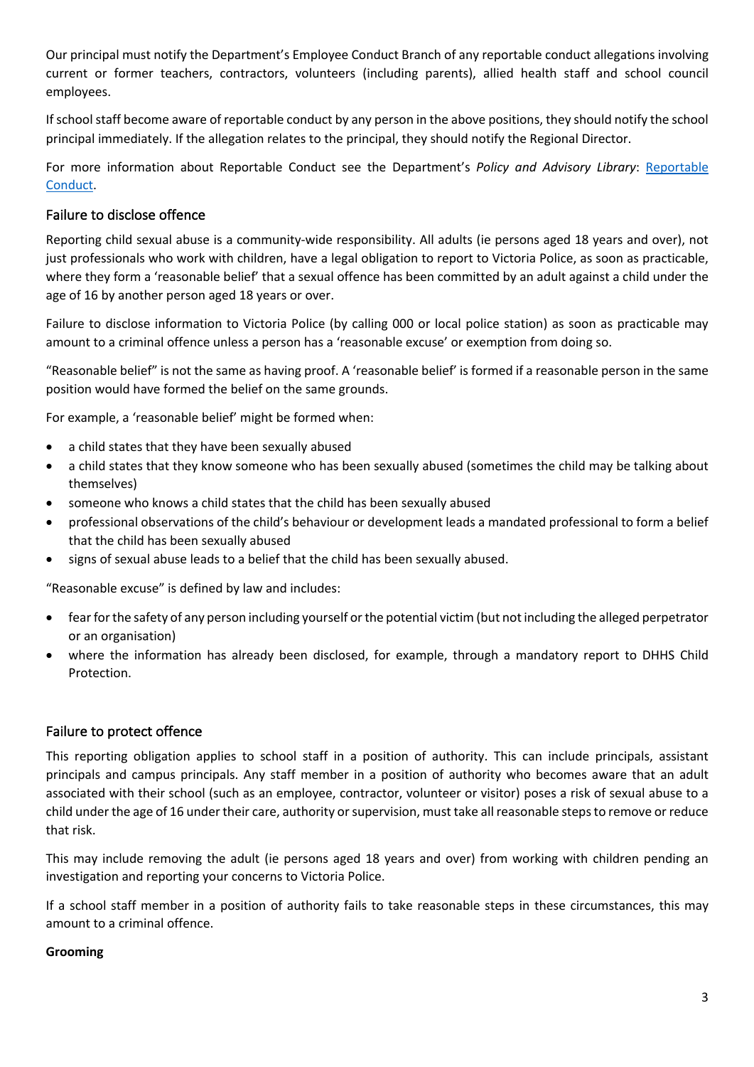Our principal must notify the Department's Employee Conduct Branch of any reportable conduct allegations involving current or former teachers, contractors, volunteers (including parents), allied health staff and school council employees.

If school staff become aware of reportable conduct by any person in the above positions, they should notify the school principal immediately. If the allegation relates to the principal, they should notify the Regional Director.

For more information about Reportable Conduct see the Department's *Policy and Advisory Library*: [Reportable Conduct](Reportable Conduct).

## Failure to disclose offence

Reporting child sexual abuse is a community-wide responsibility. All adults (ie persons aged 18 years and over), not just professionals who work with children, have a legal obligation to report to Victoria Police, as soon as practicable, where they form a 'reasonable belief' that a sexual offence has been committed by an adult against a child under the age of 16 by another person aged 18 years or over.

Failure to disclose information to Victoria Police (by calling 000 or local police station) as soon as practicable may amount to a criminal offence unless a person has a 'reasonable excuse' or exemption from doing so.

"Reasonable belief" is not the same as having proof. A 'reasonable belief' is formed if a reasonable person in the same position would have formed the belief on the same grounds.

For example, a 'reasonable belief' might be formed when:

- a child states that they have been sexually abused
- a child states that they know someone who has been sexually abused (sometimes the child may be talking about themselves)
- someone who knows a child states that the child has been sexually abused
- professional observations of the child's behaviour or development leads a mandated professional to form a belief that the child has been sexually abused
- signs of sexual abuse leads to a belief that the child has been sexually abused.

"Reasonable excuse" is defined by law and includes:

- fear for the safety of any person including yourself or the potential victim (but not including the alleged perpetrator or an organisation)
- where the information has already been disclosed, for example, through a mandatory report to DHHS Child Protection.

## Failure to protect offence

This reporting obligation applies to school staff in a position of authority. This can include principals, assistant principals and campus principals. Any staff member in a position of authority who becomes aware that an adult associated with their school (such as an employee, contractor, volunteer or visitor) poses a risk of sexual abuse to a child under the age of 16 under their care, authority or supervision, must take all reasonable steps to remove or reduce that risk.

This may include removing the adult (ie persons aged 18 years and over) from working with children pending an investigation and reporting your concerns to Victoria Police.

If a school staff member in a position of authority fails to take reasonable steps in these circumstances, this may amount to a criminal offence.

**Grooming**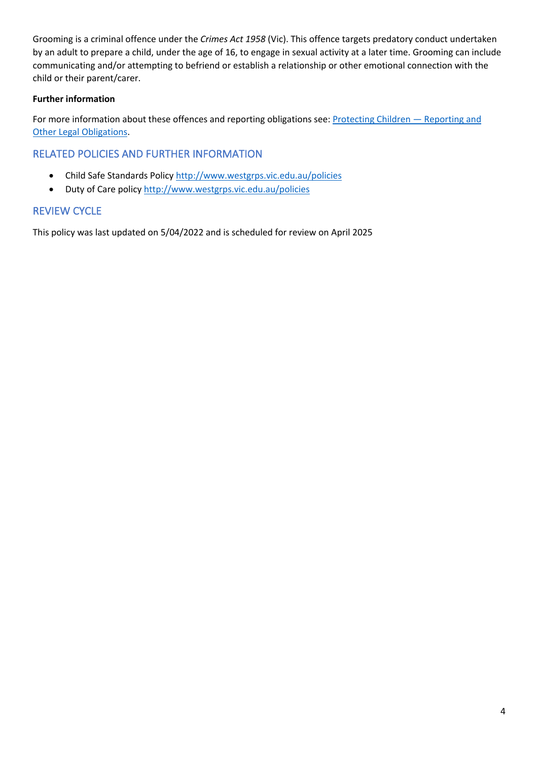Grooming is a criminal offence under the *Crimes Act 1958* (Vic). This offence targets predatory conduct undertaken by an adult to prepare a child, under the age of 16, to engage in sexual activity at a later time. Grooming can include communicating and/or attempting to befriend or establish a relationship or other emotional connection with the child or their parent/carer.

**Further information**

For more information about these offences and reporting obligations see: [Protecting Children — Reporting and Other Legal Obligations](Protecting Children — Reporting and Other Legal Obligations).

## RELATED POLICIES AND FURTHER INFORMATION

- Child Safe Standards Policy [http://www.westgrps.vic.edu.au/policies](http://www.westgrps.vic.edu.au/policies)
- Duty of Care policy [http://www.westgrps.vic.edu.au/policies](http://www.westgrps.vic.edu.au/policies)

## REVIEW CYCLE

This policy was last updated on 5/04/2022 and is scheduled for review on April 2025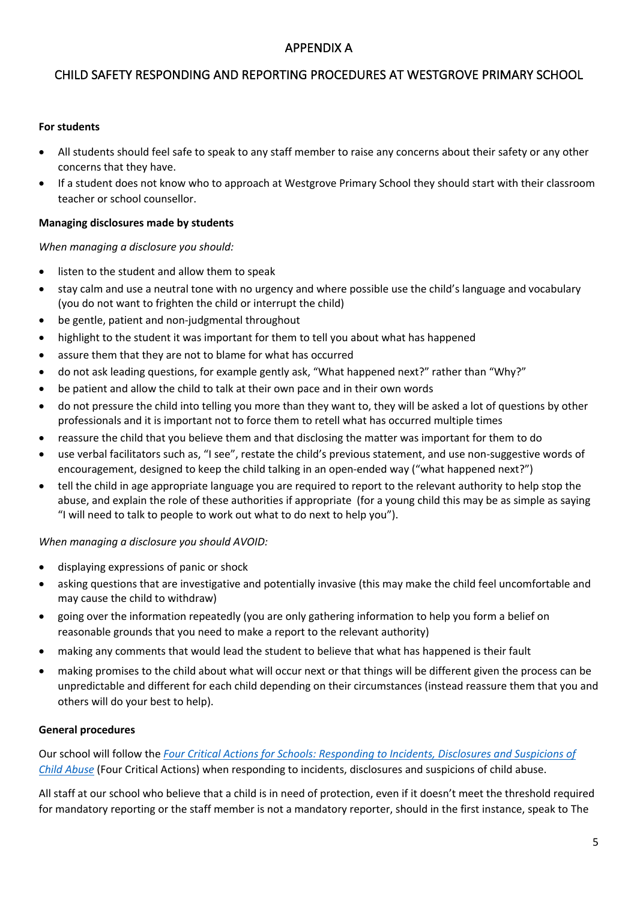## APPENDIX A

## CHILD SAFETY RESPONDING AND REPORTING PROCEDURES AT WESTGROVE PRIMARY SCHOOL

**For students**

- All students should feel safe to speak to any staff member to raise any concerns about their safety or any other concerns that they have.
- If a student does not know who to approach at Westgrove Primary School they should start with their classroom teacher or school counsellor.

**Managing disclosures made by students**

*When managing a disclosure you should:*

- listen to the student and allow them to speak
- stay calm and use a neutral tone with no urgency and where possible use the child's language and vocabulary (you do not want to frighten the child or interrupt the child)
- be gentle, patient and non-judgmental throughout
- highlight to the student it was important for them to tell you about what has happened
- assure them that they are not to blame for what has occurred
- do not ask leading questions, for example gently ask, "What happened next?" rather than "Why?"
- be patient and allow the child to talk at their own pace and in their own words
- do not pressure the child into telling you more than they want to, they will be asked a lot of questions by other professionals and it is important not to force them to retell what has occurred multiple times
- reassure the child that you believe them and that disclosing the matter was important for them to do
- use verbal facilitators such as, "I see", restate the child's previous statement, and use non-suggestive words of encouragement, designed to keep the child talking in an open-ended way ("what happened next?")
- tell the child in age appropriate language you are required to report to the relevant authority to help stop the abuse, and explain the role of these authorities if appropriate (for a young child this may be as simple as saying "I will need to talk to people to work out what to do next to help you").

*When managing a disclosure you should AVOID:*

- displaying expressions of panic or shock
- asking questions that are investigative and potentially invasive (this may make the child feel uncomfortable and may cause the child to withdraw)
- going over the information repeatedly (you are only gathering information to help you form a belief on reasonable grounds that you need to make a report to the relevant authority)
- making any comments that would lead the student to believe that what has happened is their fault
- making promises to the child about what will occur next or that things will be different given the process can be unpredictable and different for each child depending on their circumstances (instead reassure them that you and others will do your best to help).

**General procedures**

Our school will follow the *Four Critical Actions for Schools: Responding to Incidents, Disclosures and Suspicions of Child Abuse* (Four Critical Actions) when responding to incidents, disclosures and suspicions of child abuse.

All staff at our school who believe that a child is in need of protection, even if it doesn't meet the threshold required for mandatory reporting or the staff member is not a mandatory reporter, should in the first instance, speak to The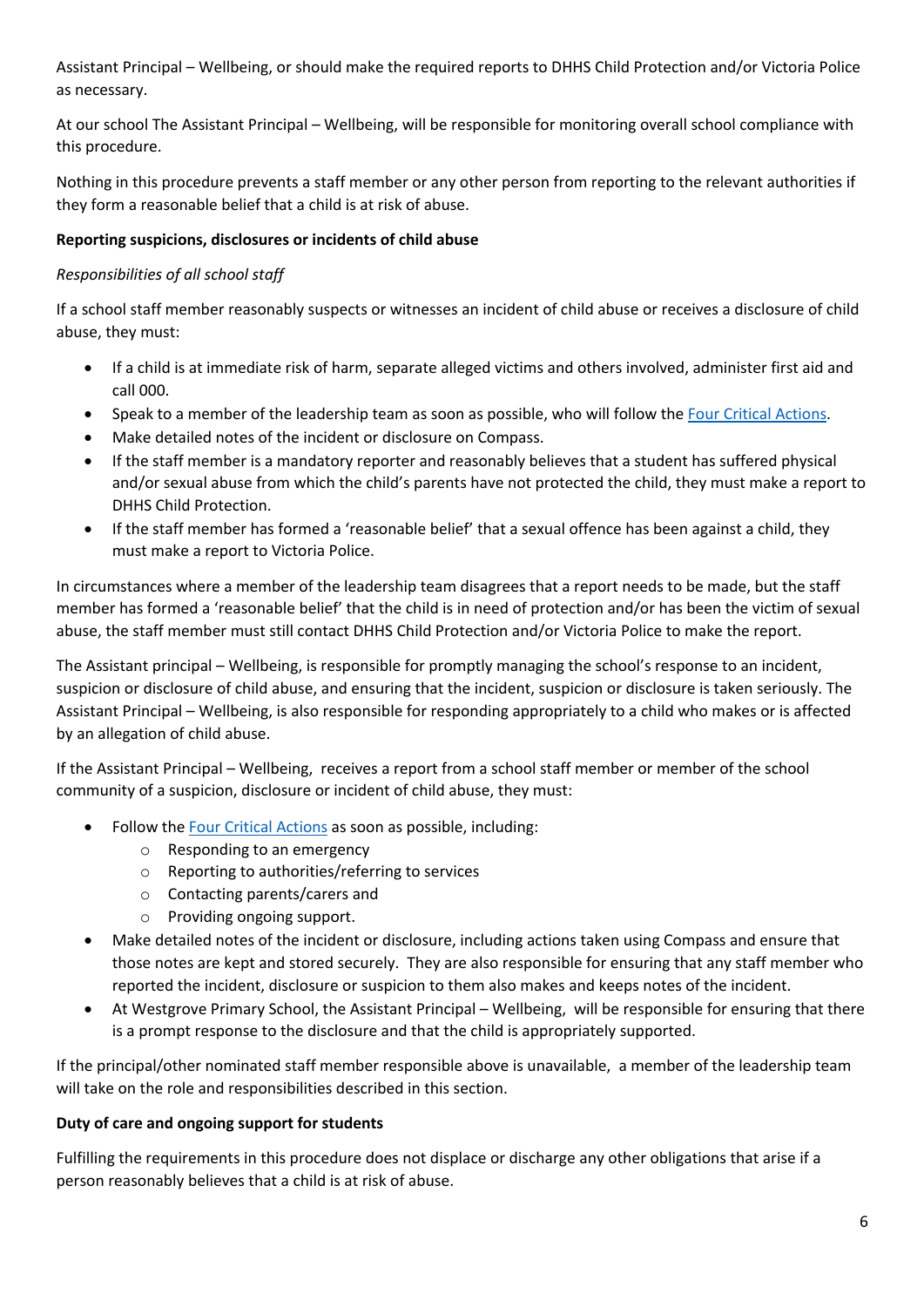Assistant Principal – Wellbeing, or should make the required reports to DHHS Child Protection and/or Victoria Police as necessary.

At our school The Assistant Principal – Wellbeing, will be responsible for monitoring overall school compliance with this procedure.

Nothing in this procedure prevents a staff member or any other person from reporting to the relevant authorities if they form a reasonable belief that a child is at risk of abuse.

**Reporting suspicions, disclosures or incidents of child abuse**

*Responsibilities of all school staff*

If a school staff member reasonably suspects or witnesses an incident of child abuse or receives a disclosure of child abuse, they must:

- If a child is at immediate risk of harm, separate alleged victims and others involved, administer first aid and call 000.
- Speak to a member of the leadership team as soon as possible, who will follow the Four Critical Actions.
- Make detailed notes of the incident or disclosure on Compass.
- If the staff member is a mandatory reporter and reasonably believes that a student has suffered physical and/or sexual abuse from which the child's parents have not protected the child, they must make a report to DHHS Child Protection.
- If the staff member has formed a 'reasonable belief' that a sexual offence has been against a child, they must make a report to Victoria Police.

In circumstances where a member of the leadership team disagrees that a report needs to be made, but the staff member has formed a 'reasonable belief' that the child is in need of protection and/or has been the victim of sexual abuse, the staff member must still contact DHHS Child Protection and/or Victoria Police to make the report.

The Assistant principal – Wellbeing, is responsible for promptly managing the school's response to an incident, suspicion or disclosure of child abuse, and ensuring that the incident, suspicion or disclosure is taken seriously. The Assistant Principal – Wellbeing, is also responsible for responding appropriately to a child who makes or is affected by an allegation of child abuse.

If the Assistant Principal – Wellbeing, receives a report from a school staff member or member of the school community of a suspicion, disclosure or incident of child abuse, they must:

- Follow the Four Critical Actions as soon as possible, including:
  - Responding to an emergency
  - Reporting to authorities/referring to services
  - Contacting parents/carers and
  - Providing ongoing support.
- Make detailed notes of the incident or disclosure, including actions taken using Compass and ensure that those notes are kept and stored securely. They are also responsible for ensuring that any staff member who reported the incident, disclosure or suspicion to them also makes and keeps notes of the incident.
- At Westgrove Primary School, the Assistant Principal – Wellbeing, will be responsible for ensuring that there is a prompt response to the disclosure and that the child is appropriately supported.

If the principal/other nominated staff member responsible above is unavailable, a member of the leadership team will take on the role and responsibilities described in this section.

**Duty of care and ongoing support for students**

Fulfilling the requirements in this procedure does not displace or discharge any other obligations that arise if a person reasonably believes that a child is at risk of abuse.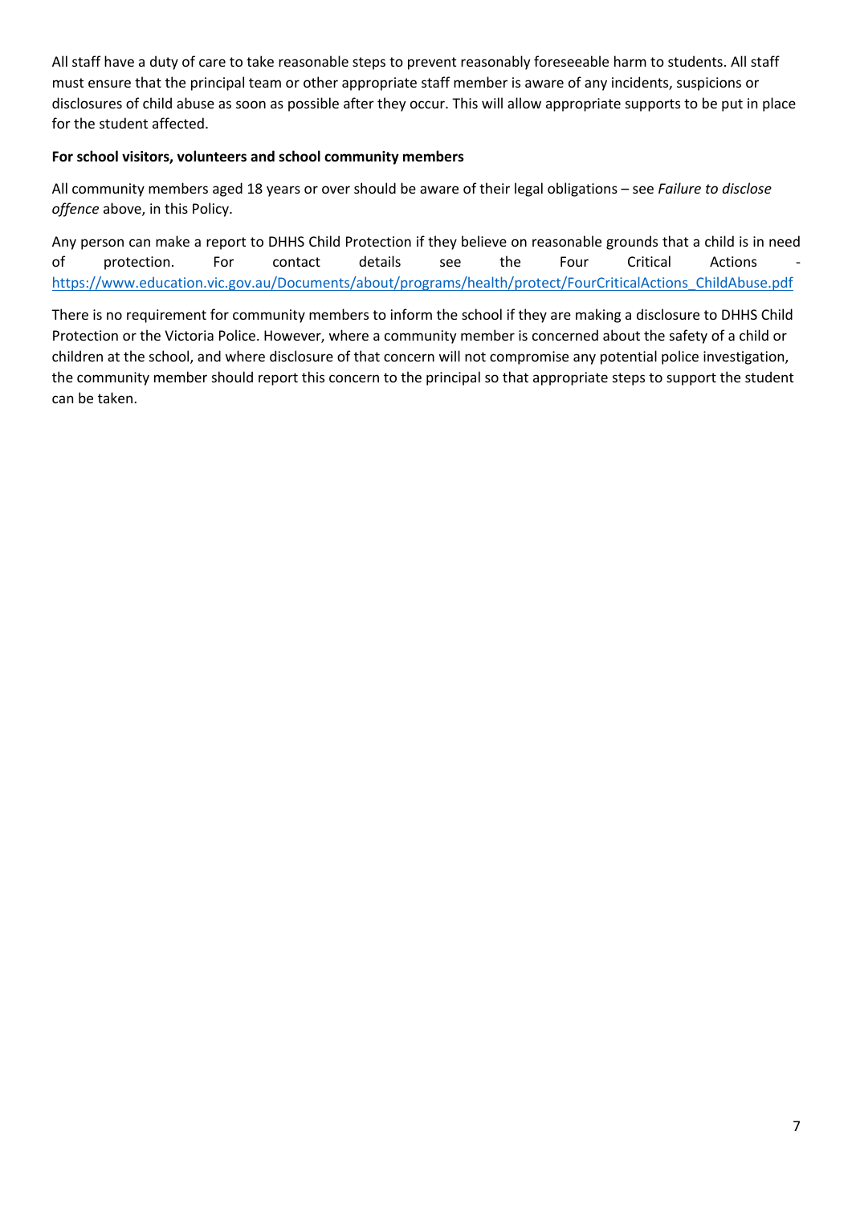All staff have a duty of care to take reasonable steps to prevent reasonably foreseeable harm to students. All staff must ensure that the principal team or other appropriate staff member is aware of any incidents, suspicions or disclosures of child abuse as soon as possible after they occur. This will allow appropriate supports to be put in place for the student affected.

**For school visitors, volunteers and school community members**

All community members aged 18 years or over should be aware of their legal obligations – see *Failure to disclose offence* above, in this Policy.

Any person can make a report to DHHS Child Protection if they believe on reasonable grounds that a child is in need of protection. For contact details see the Four Critical Actions - https://www.education.vic.gov.au/Documents/about/programs/health/protect/FourCriticalActions_ChildAbuse.pdf

There is no requirement for community members to inform the school if they are making a disclosure to DHHS Child Protection or the Victoria Police. However, where a community member is concerned about the safety of a child or children at the school, and where disclosure of that concern will not compromise any potential police investigation, the community member should report this concern to the principal so that appropriate steps to support the student can be taken.